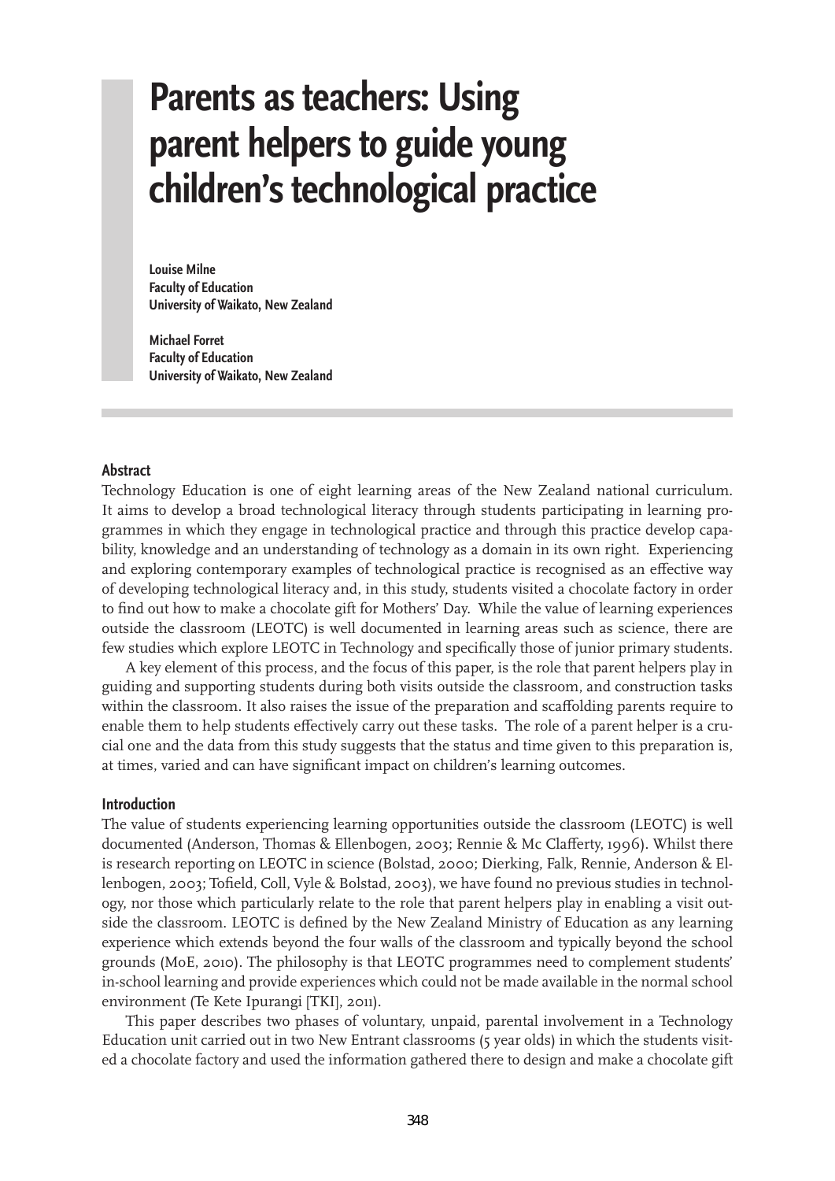# Parents as teachers: Using parent helpers to guide young children's technological practice

**Louise Milne**
**Faculty of Education**
**University of Waikato, New Zealand**

**Michael Forret**
**Faculty of Education**
**University of Waikato, New Zealand**

## Abstract

Technology Education is one of eight learning areas of the New Zealand national curriculum. It aims to develop a broad technological literacy through students participating in learning programmes in which they engage in technological practice and through this practice develop capability, knowledge and an understanding of technology as a domain in its own right. Experiencing and exploring contemporary examples of technological practice is recognised as an effective way of developing technological literacy and, in this study, students visited a chocolate factory in order to find out how to make a chocolate gift for Mothers' Day. While the value of learning experiences outside the classroom (LEOTC) is well documented in learning areas such as science, there are few studies which explore LEOTC in Technology and specifically those of junior primary students.

A key element of this process, and the focus of this paper, is the role that parent helpers play in guiding and supporting students during both visits outside the classroom, and construction tasks within the classroom. It also raises the issue of the preparation and scaffolding parents require to enable them to help students effectively carry out these tasks. The role of a parent helper is a crucial one and the data from this study suggests that the status and time given to this preparation is, at times, varied and can have significant impact on children's learning outcomes.

## Introduction

The value of students experiencing learning opportunities outside the classroom (LEOTC) is well documented (Anderson, Thomas & Ellenbogen, 2003; Rennie & Mc Clafferty, 1996). Whilst there is research reporting on LEOTC in science (Bolstad, 2000; Dierking, Falk, Rennie, Anderson & Ellenbogen, 2003; Tofield, Coll, Vyle & Bolstad, 2003), we have found no previous studies in technology, nor those which particularly relate to the role that parent helpers play in enabling a visit outside the classroom. LEOTC is defined by the New Zealand Ministry of Education as any learning experience which extends beyond the four walls of the classroom and typically beyond the school grounds (MoE, 2010). The philosophy is that LEOTC programmes need to complement students' in-school learning and provide experiences which could not be made available in the normal school environment (Te Kete Ipurangi [TKI], 2011).

This paper describes two phases of voluntary, unpaid, parental involvement in a Technology Education unit carried out in two New Entrant classrooms (5 year olds) in which the students visited a chocolate factory and used the information gathered there to design and make a chocolate gift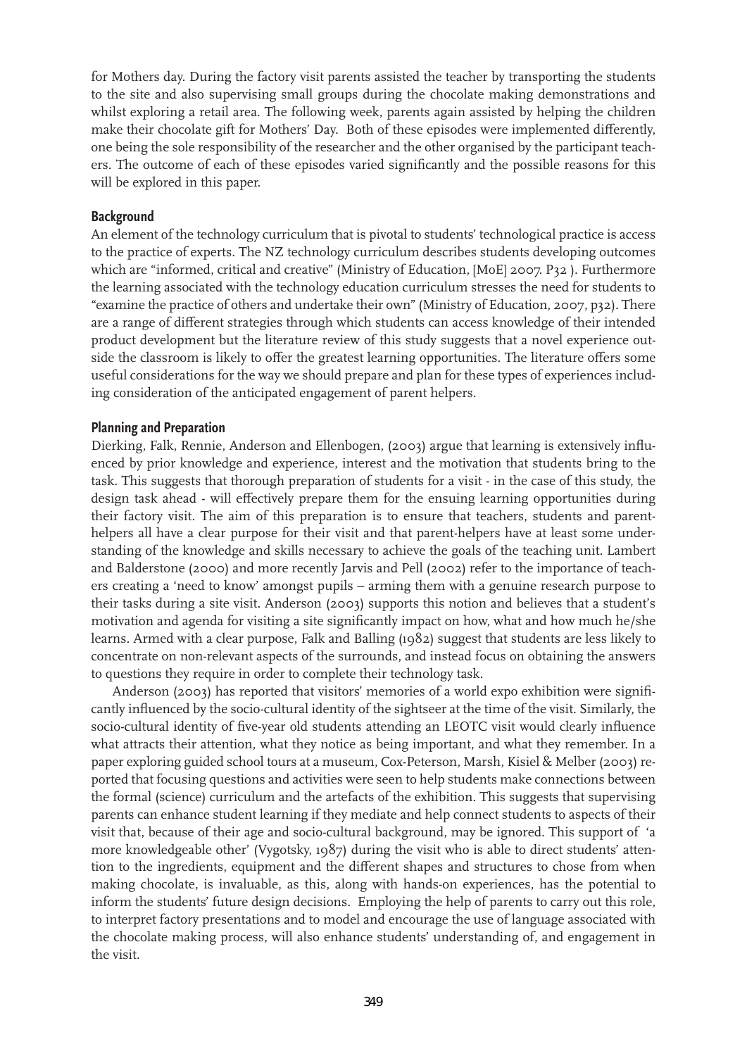for Mothers day. During the factory visit parents assisted the teacher by transporting the students to the site and also supervising small groups during the chocolate making demonstrations and whilst exploring a retail area. The following week, parents again assisted by helping the children make their chocolate gift for Mothers' Day. Both of these episodes were implemented differently, one being the sole responsibility of the researcher and the other organised by the participant teachers. The outcome of each of these episodes varied significantly and the possible reasons for this will be explored in this paper.

## Background

An element of the technology curriculum that is pivotal to students' technological practice is access to the practice of experts. The NZ technology curriculum describes students developing outcomes which are "informed, critical and creative" (Ministry of Education, [MoE] 2007. P32 ). Furthermore the learning associated with the technology education curriculum stresses the need for students to "examine the practice of others and undertake their own" (Ministry of Education, 2007, p32). There are a range of different strategies through which students can access knowledge of their intended product development but the literature review of this study suggests that a novel experience outside the classroom is likely to offer the greatest learning opportunities. The literature offers some useful considerations for the way we should prepare and plan for these types of experiences including consideration of the anticipated engagement of parent helpers.

## Planning and Preparation

Dierking, Falk, Rennie, Anderson and Ellenbogen, (2003) argue that learning is extensively influenced by prior knowledge and experience, interest and the motivation that students bring to the task. This suggests that thorough preparation of students for a visit - in the case of this study, the design task ahead - will effectively prepare them for the ensuing learning opportunities during their factory visit. The aim of this preparation is to ensure that teachers, students and parent-helpers all have a clear purpose for their visit and that parent-helpers have at least some understanding of the knowledge and skills necessary to achieve the goals of the teaching unit. Lambert and Balderstone (2000) and more recently Jarvis and Pell (2002) refer to the importance of teachers creating a 'need to know' amongst pupils – arming them with a genuine research purpose to their tasks during a site visit. Anderson (2003) supports this notion and believes that a student's motivation and agenda for visiting a site significantly impact on how, what and how much he/she learns. Armed with a clear purpose, Falk and Balling (1982) suggest that students are less likely to concentrate on non-relevant aspects of the surrounds, and instead focus on obtaining the answers to questions they require in order to complete their technology task.

Anderson (2003) has reported that visitors' memories of a world expo exhibition were significantly influenced by the socio-cultural identity of the sightseer at the time of the visit. Similarly, the socio-cultural identity of five-year old students attending an LEOTC visit would clearly influence what attracts their attention, what they notice as being important, and what they remember. In a paper exploring guided school tours at a museum, Cox-Peterson, Marsh, Kisiel & Melber (2003) reported that focusing questions and activities were seen to help students make connections between the formal (science) curriculum and the artefacts of the exhibition. This suggests that supervising parents can enhance student learning if they mediate and help connect students to aspects of their visit that, because of their age and socio-cultural background, may be ignored. This support of 'a more knowledgeable other' (Vygotsky, 1987) during the visit who is able to direct students' attention to the ingredients, equipment and the different shapes and structures to chose from when making chocolate, is invaluable, as this, along with hands-on experiences, has the potential to inform the students' future design decisions. Employing the help of parents to carry out this role, to interpret factory presentations and to model and encourage the use of language associated with the chocolate making process, will also enhance students' understanding of, and engagement in the visit.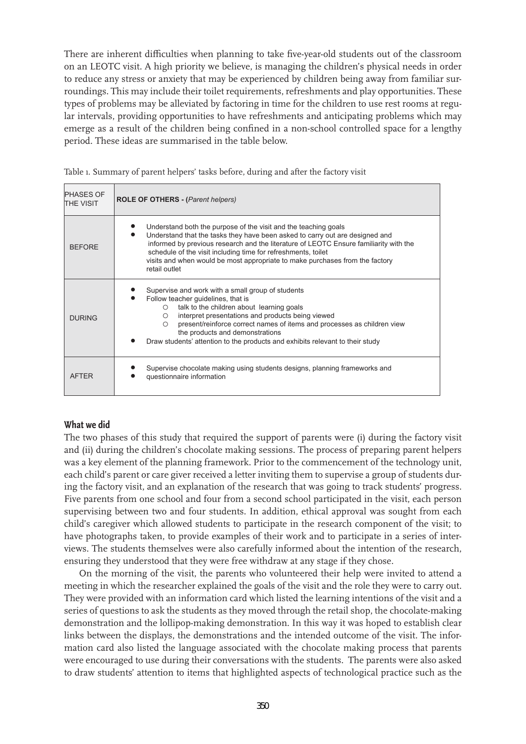There are inherent difficulties when planning to take five-year-old students out of the classroom on an LEOTC visit. A high priority we believe, is managing the children's physical needs in order to reduce any stress or anxiety that may be experienced by children being away from familiar surroundings. This may include their toilet requirements, refreshments and play opportunities. These types of problems may be alleviated by factoring in time for the children to use rest rooms at regular intervals, providing opportunities to have refreshments and anticipating problems which may emerge as a result of the children being confined in a non-school controlled space for a lengthy period. These ideas are summarised in the table below.

Table 1. Summary of parent helpers' tasks before, during and after the factory visit

| PHASES OF THE VISIT | **ROLE OF OTHERS - (*Parent helpers*)** |
|---|---|
| BEFORE | • Understand both the purpose of the visit and the teaching goals<br>• Understand that the tasks they have been asked to carry out are designed and informed by previous research and the literature of LEOTC Ensure familiarity with the schedule of the visit including time for refreshments, toilet visits and when would be most appropriate to make purchases from the factory retail outlet |
| DURING | • Supervise and work with a small group of students<br>• Follow teacher guidelines, that is<br>○ talk to the children about learning goals<br>○ interpret presentations and products being viewed<br>○ present/reinforce correct names of items and processes as children view the products and demonstrations<br>• Draw students' attention to the products and exhibits relevant to their study |
| AFTER | • Supervise chocolate making using students designs, planning frameworks and<br>• questionnaire information |

## What we did

The two phases of this study that required the support of parents were (i) during the factory visit and (ii) during the children's chocolate making sessions. The process of preparing parent helpers was a key element of the planning framework. Prior to the commencement of the technology unit, each child's parent or care giver received a letter inviting them to supervise a group of students during the factory visit, and an explanation of the research that was going to track students' progress. Five parents from one school and four from a second school participated in the visit, each person supervising between two and four students. In addition, ethical approval was sought from each child's caregiver which allowed students to participate in the research component of the visit; to have photographs taken, to provide examples of their work and to participate in a series of interviews. The students themselves were also carefully informed about the intention of the research, ensuring they understood that they were free withdraw at any stage if they chose.

On the morning of the visit, the parents who volunteered their help were invited to attend a meeting in which the researcher explained the goals of the visit and the role they were to carry out. They were provided with an information card which listed the learning intentions of the visit and a series of questions to ask the students as they moved through the retail shop, the chocolate-making demonstration and the lollipop-making demonstration. In this way it was hoped to establish clear links between the displays, the demonstrations and the intended outcome of the visit. The information card also listed the language associated with the chocolate making process that parents were encouraged to use during their conversations with the students. The parents were also asked to draw students' attention to items that highlighted aspects of technological practice such as the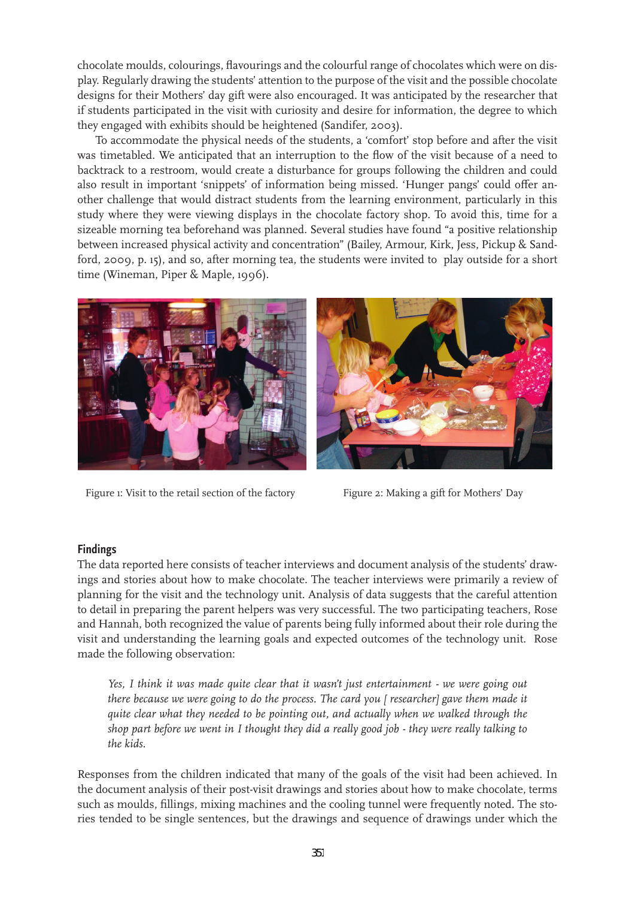chocolate moulds, colourings, flavourings and the colourful range of chocolates which were on display. Regularly drawing the students' attention to the purpose of the visit and the possible chocolate designs for their Mothers' day gift were also encouraged. It was anticipated by the researcher that if students participated in the visit with curiosity and desire for information, the degree to which they engaged with exhibits should be heightened (Sandifer, 2003).

To accommodate the physical needs of the students, a 'comfort' stop before and after the visit was timetabled. We anticipated that an interruption to the flow of the visit because of a need to backtrack to a restroom, would create a disturbance for groups following the children and could also result in important 'snippets' of information being missed. 'Hunger pangs' could offer another challenge that would distract students from the learning environment, particularly in this study where they were viewing displays in the chocolate factory shop. To avoid this, time for a sizeable morning tea beforehand was planned. Several studies have found "a positive relationship between increased physical activity and concentration" (Bailey, Armour, Kirk, Jess, Pickup & Sandford, 2009, p. 15), and so, after morning tea, the students were invited to play outside for a short time (Wineman, Piper & Maple, 1996).

Figure 1: Visit to the retail section of the factory

Figure 2: Making a gift for Mothers' Day

## Findings

The data reported here consists of teacher interviews and document analysis of the students' drawings and stories about how to make chocolate. The teacher interviews were primarily a review of planning for the visit and the technology unit. Analysis of data suggests that the careful attention to detail in preparing the parent helpers was very successful. The two participating teachers, Rose and Hannah, both recognized the value of parents being fully informed about their role during the visit and understanding the learning goals and expected outcomes of the technology unit. Rose made the following observation:

> *Yes, I think it was made quite clear that it wasn't just entertainment - we were going out there because we were going to do the process. The card you [ researcher] gave them made it quite clear what they needed to be pointing out, and actually when we walked through the shop part before we went in I thought they did a really good job - they were really talking to the kids.*

Responses from the children indicated that many of the goals of the visit had been achieved. In the document analysis of their post-visit drawings and stories about how to make chocolate, terms such as moulds, fillings, mixing machines and the cooling tunnel were frequently noted. The stories tended to be single sentences, but the drawings and sequence of drawings under which the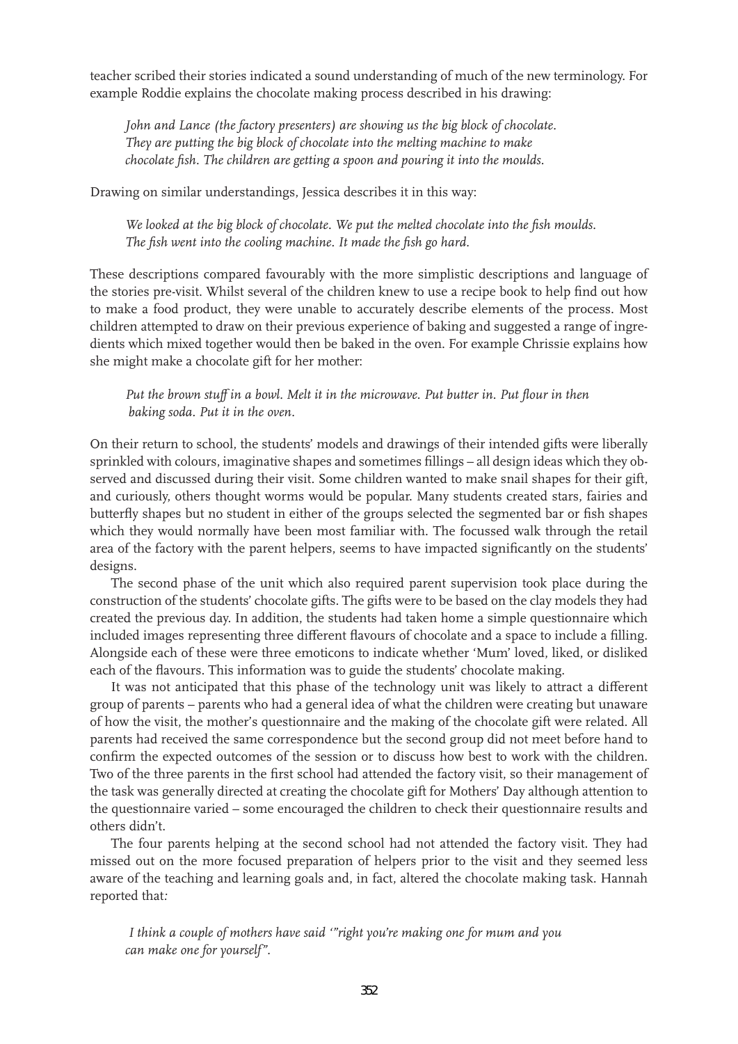teacher scribed their stories indicated a sound understanding of much of the new terminology. For example Roddie explains the chocolate making process described in his drawing:

> *John and Lance (the factory presenters) are showing us the big block of chocolate. They are putting the big block of chocolate into the melting machine to make chocolate fish. The children are getting a spoon and pouring it into the moulds.*

Drawing on similar understandings, Jessica describes it in this way:

> *We looked at the big block of chocolate. We put the melted chocolate into the fish moulds. The fish went into the cooling machine. It made the fish go hard.*

These descriptions compared favourably with the more simplistic descriptions and language of the stories pre-visit. Whilst several of the children knew to use a recipe book to help find out how to make a food product, they were unable to accurately describe elements of the process. Most children attempted to draw on their previous experience of baking and suggested a range of ingredients which mixed together would then be baked in the oven. For example Chrissie explains how she might make a chocolate gift for her mother:

> *Put the brown stuff in a bowl. Melt it in the microwave. Put butter in. Put flour in then baking soda. Put it in the oven.*

On their return to school, the students' models and drawings of their intended gifts were liberally sprinkled with colours, imaginative shapes and sometimes fillings – all design ideas which they observed and discussed during their visit. Some children wanted to make snail shapes for their gift, and curiously, others thought worms would be popular. Many students created stars, fairies and butterfly shapes but no student in either of the groups selected the segmented bar or fish shapes which they would normally have been most familiar with. The focussed walk through the retail area of the factory with the parent helpers, seems to have impacted significantly on the students' designs.

The second phase of the unit which also required parent supervision took place during the construction of the students' chocolate gifts. The gifts were to be based on the clay models they had created the previous day. In addition, the students had taken home a simple questionnaire which included images representing three different flavours of chocolate and a space to include a filling. Alongside each of these were three emoticons to indicate whether 'Mum' loved, liked, or disliked each of the flavours. This information was to guide the students' chocolate making.

It was not anticipated that this phase of the technology unit was likely to attract a different group of parents – parents who had a general idea of what the children were creating but unaware of how the visit, the mother's questionnaire and the making of the chocolate gift were related. All parents had received the same correspondence but the second group did not meet before hand to confirm the expected outcomes of the session or to discuss how best to work with the children. Two of the three parents in the first school had attended the factory visit, so their management of the task was generally directed at creating the chocolate gift for Mothers' Day although attention to the questionnaire varied – some encouraged the children to check their questionnaire results and others didn't.

The four parents helping at the second school had not attended the factory visit. They had missed out on the more focused preparation of helpers prior to the visit and they seemed less aware of the teaching and learning goals and, in fact, altered the chocolate making task. Hannah reported that:

> *I think a couple of mothers have said '"right you're making one for mum and you can make one for yourself".*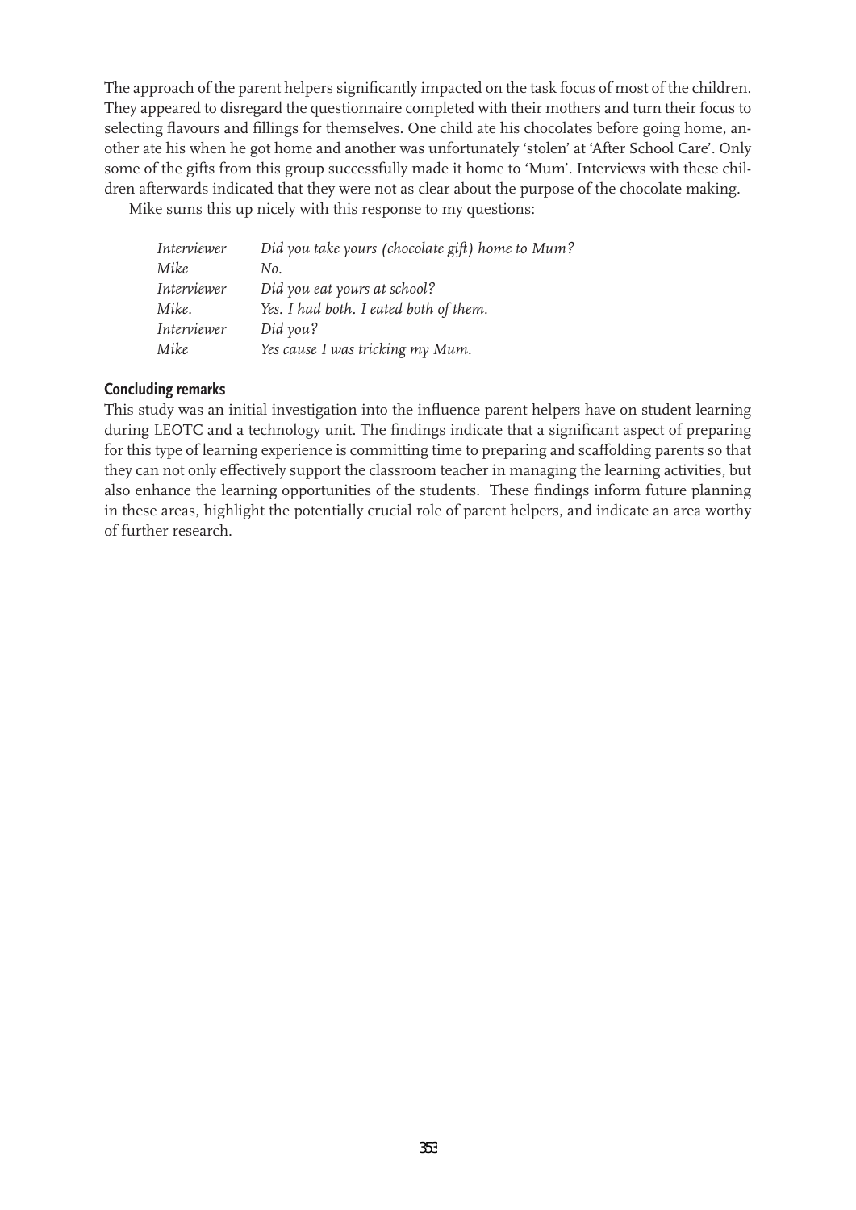The approach of the parent helpers significantly impacted on the task focus of most of the children. They appeared to disregard the questionnaire completed with their mothers and turn their focus to selecting flavours and fillings for themselves. One child ate his chocolates before going home, another ate his when he got home and another was unfortunately 'stolen' at 'After School Care'. Only some of the gifts from this group successfully made it home to 'Mum'. Interviews with these children afterwards indicated that they were not as clear about the purpose of the chocolate making.

Mike sums this up nicely with this response to my questions:

| | |
|---|---|
| *Interviewer* | *Did you take yours (chocolate gift) home to Mum?* |
| *Mike* | *No.* |
| *Interviewer* | *Did you eat yours at school?* |
| *Mike.* | *Yes. I had both. I eated both of them.* |
| *Interviewer* | *Did you?* |
| *Mike* | *Yes cause I was tricking my Mum.* |

## Concluding remarks

This study was an initial investigation into the influence parent helpers have on student learning during LEOTC and a technology unit. The findings indicate that a significant aspect of preparing for this type of learning experience is committing time to preparing and scaffolding parents so that they can not only effectively support the classroom teacher in managing the learning activities, but also enhance the learning opportunities of the students. These findings inform future planning in these areas, highlight the potentially crucial role of parent helpers, and indicate an area worthy of further research.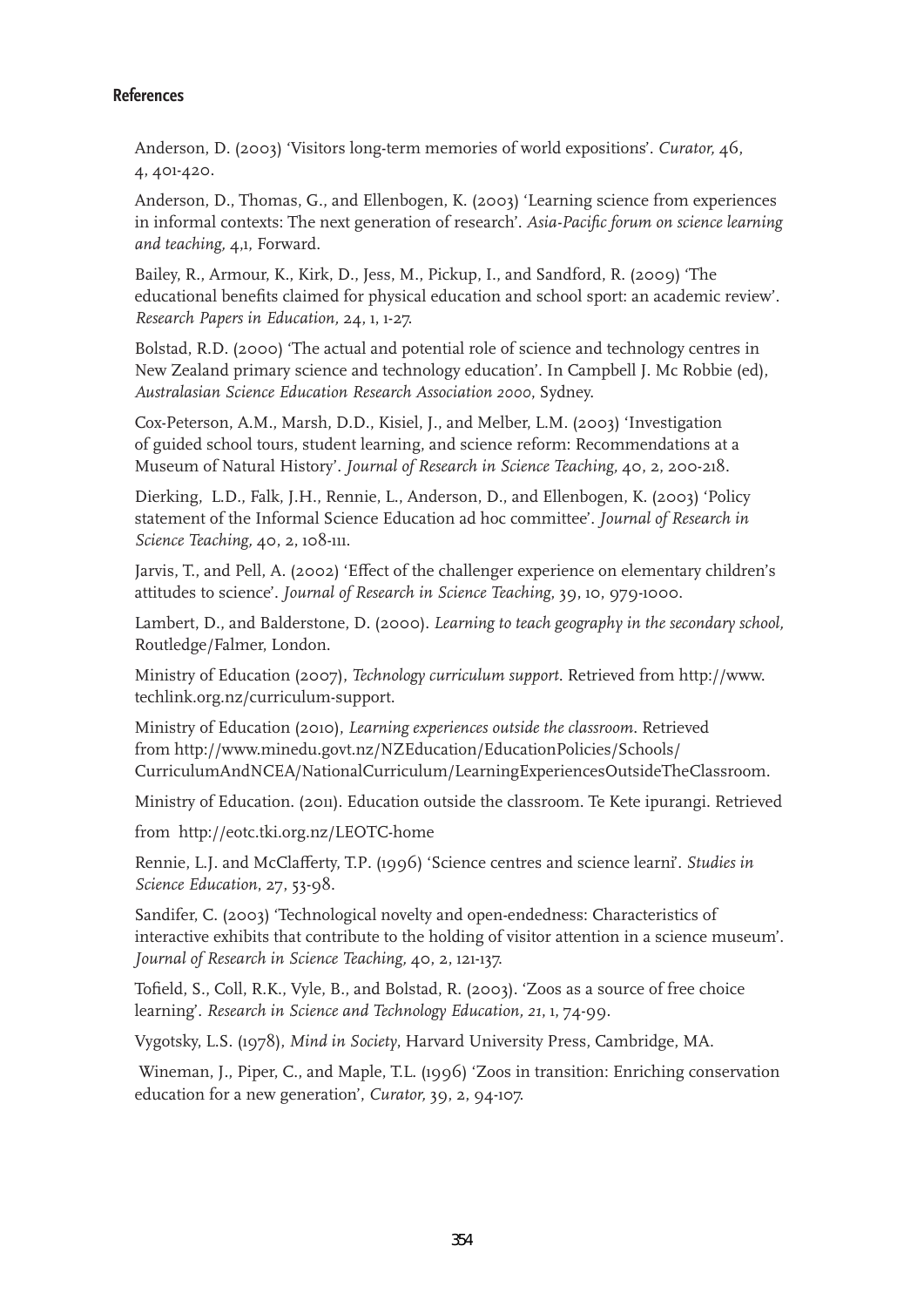## References

Anderson, D. (2003) 'Visitors long-term memories of world expositions'. *Curator,* 46, 4, 401-420.

Anderson, D., Thomas, G., and Ellenbogen, K. (2003) 'Learning science from experiences in informal contexts: The next generation of research'. *Asia-Pacific forum on science learning and teaching,* 4,1, Forward.

Bailey, R., Armour, K., Kirk, D., Jess, M., Pickup, I., and Sandford, R. (2009) 'The educational benefits claimed for physical education and school sport: an academic review'. *Research Papers in Education,* 24, 1, 1-27.

Bolstad, R.D. (2000) 'The actual and potential role of science and technology centres in New Zealand primary science and technology education'. In Campbell J. Mc Robbie (ed), *Australasian Science Education Research Association 2000*, Sydney.

Cox-Peterson, A.M., Marsh, D.D., Kisiel, J., and Melber, L.M. (2003) 'Investigation of guided school tours, student learning, and science reform: Recommendations at a Museum of Natural History'. *Journal of Research in Science Teaching,* 40, 2, 200-218.

Dierking, L.D., Falk, J.H., Rennie, L., Anderson, D., and Ellenbogen, K. (2003) 'Policy statement of the Informal Science Education ad hoc committee'. *Journal of Research in Science Teaching,* 40, 2, 108-111.

Jarvis, T., and Pell, A. (2002) 'Effect of the challenger experience on elementary children's attitudes to science'. *Journal of Research in Science Teaching,* 39, 10, 979-1000.

Lambert, D., and Balderstone, D. (2000). *Learning to teach geography in the secondary school,* Routledge/Falmer, London.

Ministry of Education (2007), *Technology curriculum support.* Retrieved from http://www.techlink.org.nz/curriculum-support.

Ministry of Education (2010), *Learning experiences outside the classroom.* Retrieved from http://www.minedu.govt.nz/NZEducation/EducationPolicies/Schools/CurriculumAndNCEA/NationalCurriculum/LearningExperiencesOutsideTheClassroom.

Ministry of Education. (2011). Education outside the classroom. Te Kete ipurangi. Retrieved

from http://eotc.tki.org.nz/LEOTC-home

Rennie, L.J. and McClafferty, T.P. (1996) 'Science centres and science learni'. *Studies in Science Education*, 27, 53-98.

Sandifer, C. (2003) 'Technological novelty and open-endedness: Characteristics of interactive exhibits that contribute to the holding of visitor attention in a science museum'. *Journal of Research in Science Teaching,* 40, 2, 121-137.

Tofield, S., Coll, R.K., Vyle, B., and Bolstad, R. (2003). 'Zoos as a source of free choice learning'. *Research in Science and Technology Education, 21*, 1, 74-99.

Vygotsky, L.S. (1978), *Mind in Society*, Harvard University Press, Cambridge, MA.

Wineman, J., Piper, C., and Maple, T.L. (1996) 'Zoos in transition: Enriching conservation education for a new generation', *Curator,* 39, 2, 94-107.